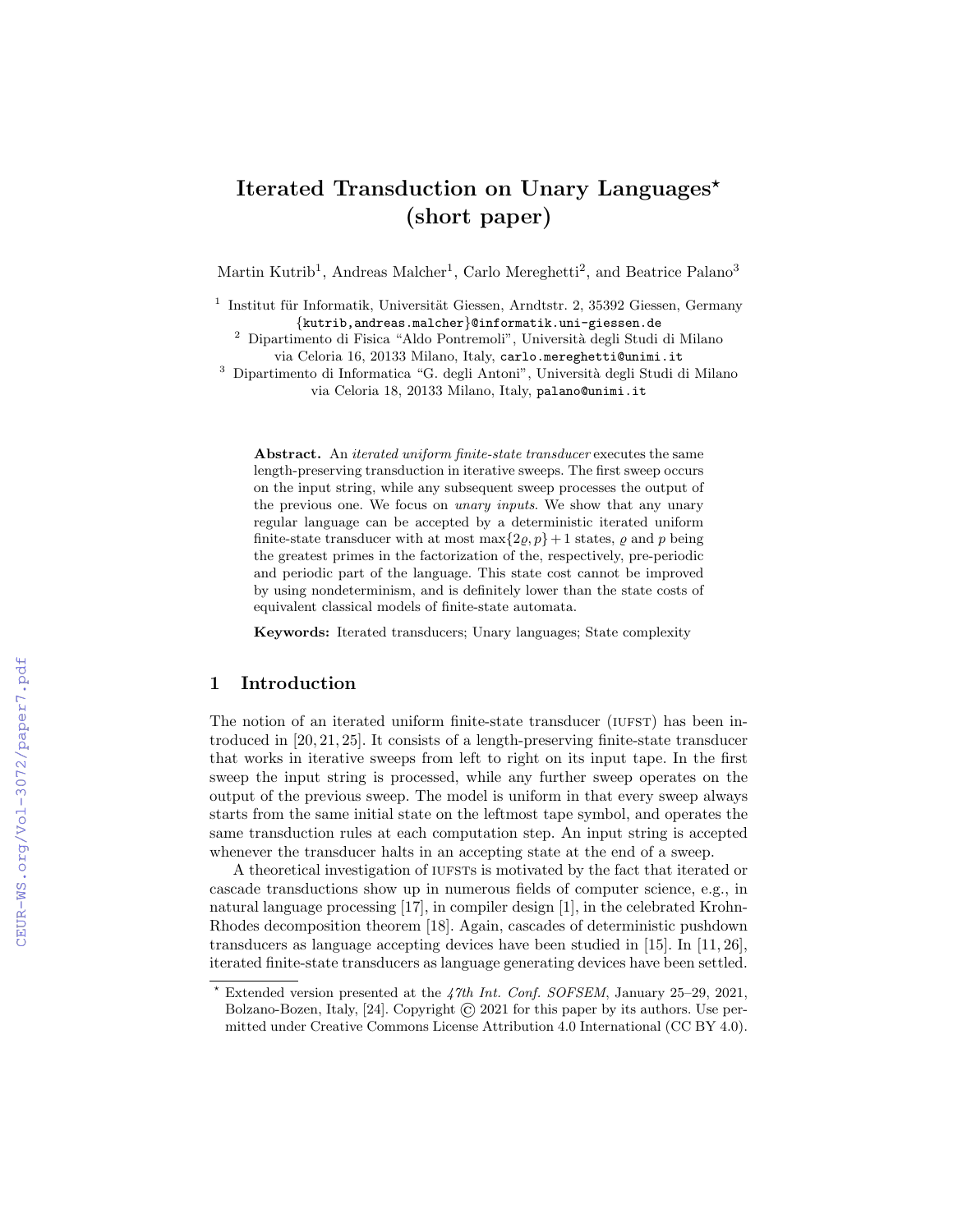# Iterated Transduction on Unary Languages* (short paper)

Martin Kutrib[1], Andreas Malcher[1], Carlo Mereghetti[2], and Beatrice Palano[3]

[1] Institut für Informatik, Universität Giessen, Arndtstr. 2, 35392 Giessen, Germany
{kutrib,andreas.malcher}@informatik.uni-giessen.de

[2] Dipartimento di Fisica "Aldo Pontremoli", Università degli Studi di Milano
via Celoria 16, 20133 Milano, Italy, carlo.mereghetti@unimi.it

[3] Dipartimento di Informatica "G. degli Antoni", Università degli Studi di Milano
via Celoria 18, 20133 Milano, Italy, palano@unimi.it

**Abstract.** An *iterated uniform finite-state transducer* executes the same length-preserving transduction in iterative sweeps. The first sweep occurs on the input string, while any subsequent sweep processes the output of the previous one. We focus on *unary inputs*. We show that any unary regular language can be accepted by a deterministic iterated uniform finite-state transducer with at most $\max\{2\varrho, p\} + 1$ states, $\varrho$ and $p$ being the greatest primes in the factorization of the, respectively, pre-periodic and periodic part of the language. This state cost cannot be improved by using nondeterminism, and is definitely lower than the state costs of equivalent classical models of finite-state automata.

**Keywords:** Iterated transducers; Unary languages; State complexity

## 1 Introduction

The notion of an iterated uniform finite-state transducer (IUFST) has been introduced in [20, 21, 25]. It consists of a length-preserving finite-state transducer that works in iterative sweeps from left to right on its input tape. In the first sweep the input string is processed, while any further sweep operates on the output of the previous sweep. The model is uniform in that every sweep always starts from the same initial state on the leftmost tape symbol, and operates the same transduction rules at each computation step. An input string is accepted whenever the transducer halts in an accepting state at the end of a sweep.

A theoretical investigation of IUFSTs is motivated by the fact that iterated or cascade transductions show up in numerous fields of computer science, e.g., in natural language processing [17], in compiler design [1], in the celebrated Krohn-Rhodes decomposition theorem [18]. Again, cascades of deterministic pushdown transducers as language accepting devices have been studied in [15]. In [11, 26], iterated finite-state transducers as language generating devices have been settled.

* Extended version presented at the *47th Int. Conf. SOFSEM*, January 25–29, 2021, Bolzano-Bozen, Italy, [24]. Copyright © 2021 for this paper by its authors. Use permitted under Creative Commons License Attribution 4.0 International (CC BY 4.0).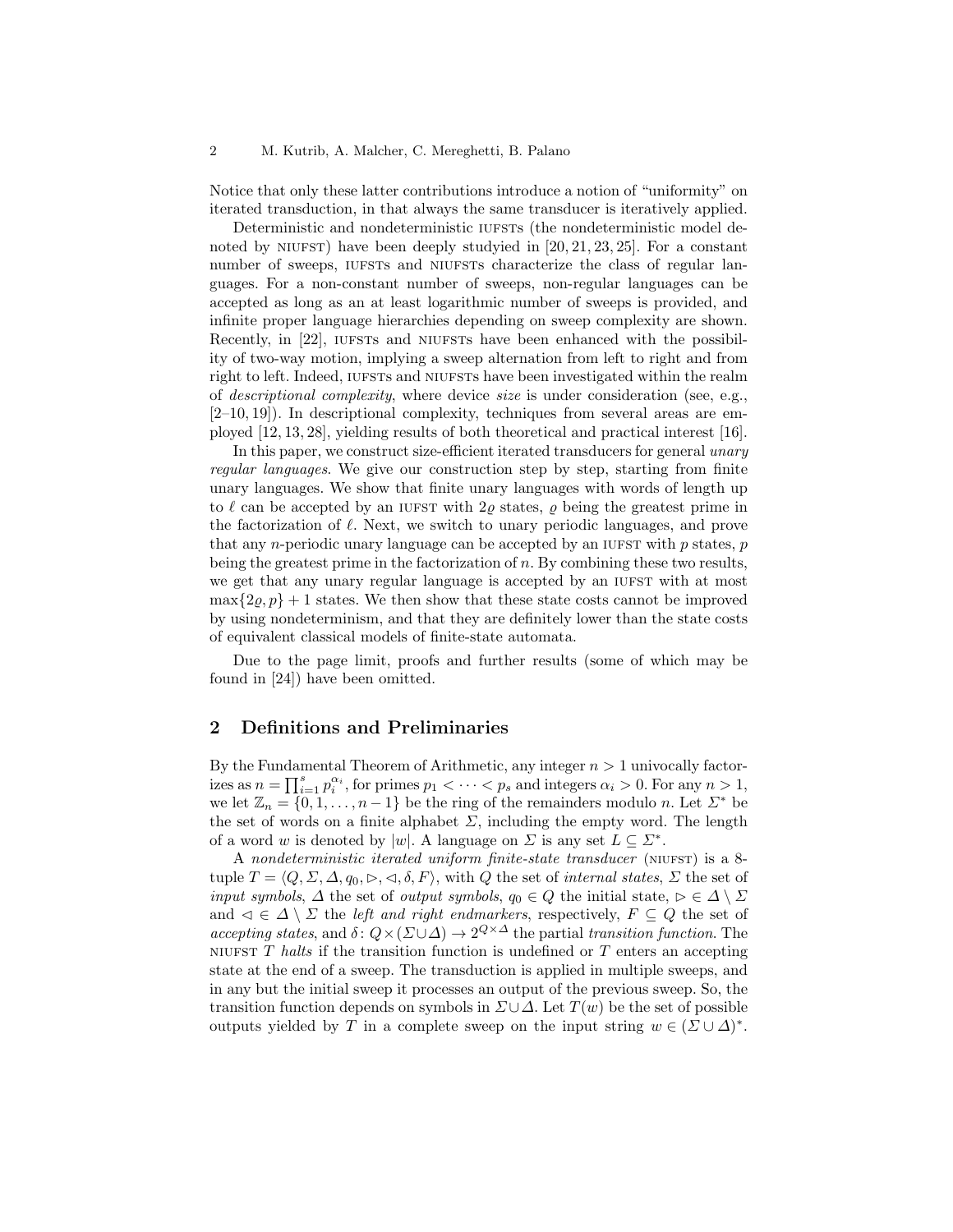Notice that only these latter contributions introduce a notion of "uniformity" on iterated transduction, in that always the same transducer is iteratively applied.

Deterministic and nondeterministic IUFSTs (the nondeterministic model denoted by NIUFST) have been deeply studyied in [20, 21, 23, 25]. For a constant number of sweeps, IUFSTs and NIUFSTs characterize the class of regular languages. For a non-constant number of sweeps, non-regular languages can be accepted as long as an at least logarithmic number of sweeps is provided, and infinite proper language hierarchies depending on sweep complexity are shown. Recently, in [22], IUFSTs and NIUFSTs have been enhanced with the possibility of two-way motion, implying a sweep alternation from left to right and from right to left. Indeed, IUFSTs and NIUFSTs have been investigated within the realm of *descriptional complexity*, where device *size* is under consideration (see, e.g., [2–10, 19]). In descriptional complexity, techniques from several areas are employed [12, 13, 28], yielding results of both theoretical and practical interest [16].

In this paper, we construct size-efficient iterated transducers for general *unary regular languages*. We give our construction step by step, starting from finite unary languages. We show that finite unary languages with words of length up to $\ell$ can be accepted by an IUFST with $2\varrho$ states, $\varrho$ being the greatest prime in the factorization of $\ell$. Next, we switch to unary periodic languages, and prove that any $n$-periodic unary language can be accepted by an IUFST with $p$ states, $p$ being the greatest prime in the factorization of $n$. By combining these two results, we get that any unary regular language is accepted by an IUFST with at most $\max\{2\varrho, p\} + 1$ states. We then show that these state costs cannot be improved by using nondeterminism, and that they are definitely lower than the state costs of equivalent classical models of finite-state automata.

Due to the page limit, proofs and further results (some of which may be found in [24]) have been omitted.

## 2 Definitions and Preliminaries

By the Fundamental Theorem of Arithmetic, any integer $n > 1$ univocally factorizes as $n = \prod_{i=1}^{s} p_i^{\alpha_i}$, for primes $p_1 < \cdots < p_s$ and integers $\alpha_i > 0$. For any $n > 1$, we let $\mathbb{Z}_n = \{0, 1, \ldots, n-1\}$ be the ring of the remainders modulo $n$. Let $\Sigma^*$ be the set of words on a finite alphabet $\Sigma$, including the empty word. The length of a word $w$ is denoted by $|w|$. A language on $\Sigma$ is any set $L \subseteq \Sigma^*$.

A *nondeterministic iterated uniform finite-state transducer* (NIUFST) is a 8-tuple $T = \langle Q, \Sigma, \Delta, q_0, \triangleright, \triangleleft, \delta, F \rangle$, with $Q$ the set of *internal states*, $\Sigma$ the set of *input symbols*, $\Delta$ the set of *output symbols*, $q_0 \in Q$ the initial state, $\triangleright \in \Delta \setminus \Sigma$ and $\triangleleft \in \Delta \setminus \Sigma$ the *left and right endmarkers*, respectively, $F \subseteq Q$ the set of *accepting states*, and $\delta \colon Q \times (\Sigma \cup \Delta) \to 2^{Q \times \Delta}$ the partial *transition function*. The NIUFST $T$ *halts* if the transition function is undefined or $T$ enters an accepting state at the end of a sweep. The transduction is applied in multiple sweeps, and in any but the initial sweep it processes an output of the previous sweep. So, the transition function depends on symbols in $\Sigma \cup \Delta$. Let $T(w)$ be the set of possible outputs yielded by $T$ in a complete sweep on the input string $w \in (\Sigma \cup \Delta)^*$.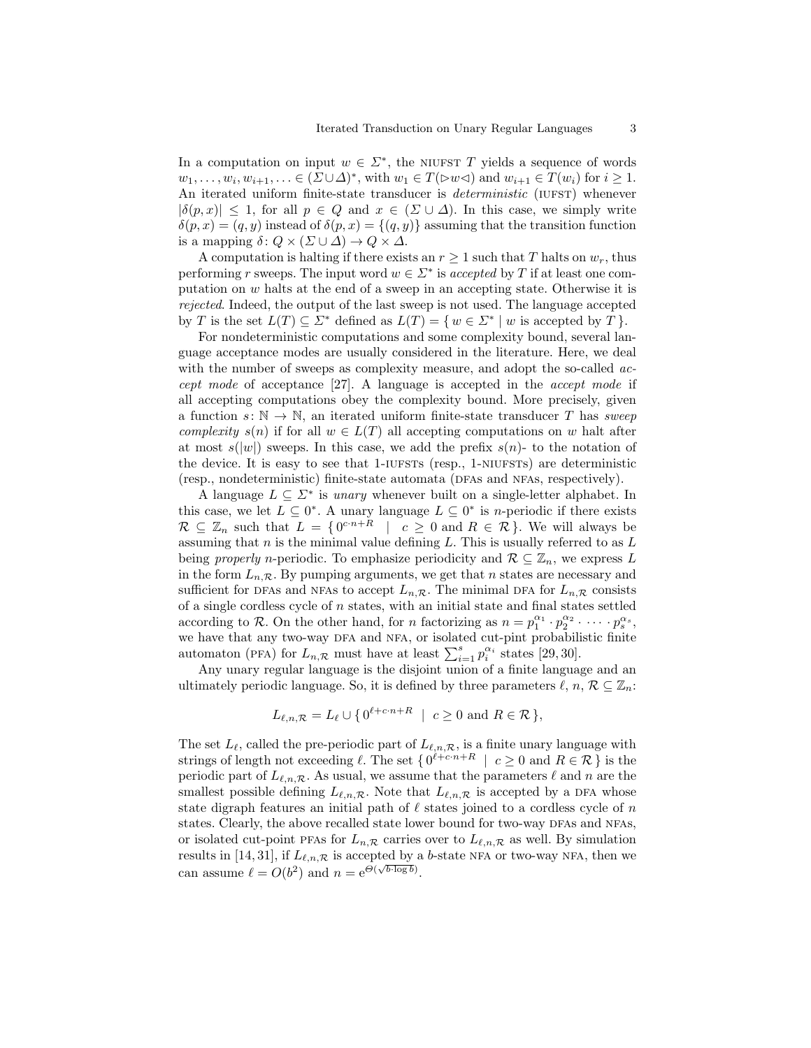In a computation on input $w \in \Sigma^*$, the NIUFST $T$ yields a sequence of words $w_1, \ldots, w_i, w_{i+1}, \ldots \in (\Sigma \cup \Delta)^*$, with $w_1 \in T(\rhd w \lhd)$ and $w_{i+1} \in T(w_i)$ for $i \geq 1$. An iterated uniform finite-state transducer is *deterministic* (IUFST) whenever $|\delta(p, x)| \leq 1$, for all $p \in Q$ and $x \in (\Sigma \cup \Delta)$. In this case, we simply write $\delta(p, x) = (q, y)$ instead of $\delta(p, x) = \{(q, y)\}$ assuming that the transition function is a mapping $\delta \colon Q \times (\Sigma \cup \Delta) \to Q \times \Delta$.

A computation is halting if there exists an $r \geq 1$ such that $T$ halts on $w_r$, thus performing $r$ sweeps. The input word $w \in \Sigma^*$ is *accepted* by $T$ if at least one computation on $w$ halts at the end of a sweep in an accepting state. Otherwise it is *rejected*. Indeed, the output of the last sweep is not used. The language accepted by $T$ is the set $L(T) \subseteq \Sigma^*$ defined as $L(T) = \{ w \in \Sigma^* \mid w \text{ is accepted by } T \}$.

For nondeterministic computations and some complexity bound, several language acceptance modes are usually considered in the literature. Here, we deal with the number of sweeps as complexity measure, and adopt the so-called *accept mode* of acceptance [27]. A language is accepted in the *accept mode* if all accepting computations obey the complexity bound. More precisely, given a function $s \colon \mathbb{N} \to \mathbb{N}$, an iterated uniform finite-state transducer $T$ has *sweep complexity* $s(n)$ if for all $w \in L(T)$ all accepting computations on $w$ halt after at most $s(|w|)$ sweeps. In this case, we add the prefix $s(n)$- to the notation of the device. It is easy to see that 1-IUFSTs (resp., 1-NIUFSTs) are deterministic (resp., nondeterministic) finite-state automata (DFAs and NFAs, respectively).

A language $L \subseteq \Sigma^*$ is *unary* whenever built on a single-letter alphabet. In this case, we let $L \subseteq 0^*$. A unary language $L \subseteq 0^*$ is $n$-periodic if there exists $\mathcal{R} \subseteq \mathbb{Z}_n$ such that $L = \{ 0^{c \cdot n + R} \mid c \geq 0 \text{ and } R \in \mathcal{R} \}$. We will always be assuming that $n$ is the minimal value defining $L$. This is usually referred to as $L$ being *properly* $n$-periodic. To emphasize periodicity and $\mathcal{R} \subseteq \mathbb{Z}_n$, we express $L$ in the form $L_{n,\mathcal{R}}$. By pumping arguments, we get that $n$ states are necessary and sufficient for DFAs and NFAs to accept $L_{n,\mathcal{R}}$. The minimal DFA for $L_{n,\mathcal{R}}$ consists of a single cordless cycle of $n$ states, with an initial state and final states settled according to $\mathcal{R}$. On the other hand, for $n$ factorizing as $n = p_1^{\alpha_1} \cdot p_2^{\alpha_2} \cdot \cdots \cdot p_s^{\alpha_s}$, we have that any two-way DFA and NFA, or isolated cut-pint probabilistic finite automaton (PFA) for $L_{n,\mathcal{R}}$ must have at least $\sum_{i=1}^{s} p_i^{\alpha_i}$ states [29, 30].

Any unary regular language is the disjoint union of a finite language and an ultimately periodic language. So, it is defined by three parameters $\ell$, $n$, $\mathcal{R} \subseteq \mathbb{Z}_n$:

$$L_{\ell,n,\mathcal{R}} = L_\ell \cup \{ 0^{\ell + c \cdot n + R} \mid c \geq 0 \text{ and } R \in \mathcal{R} \},$$

The set $L_\ell$, called the pre-periodic part of $L_{\ell,n,\mathcal{R}}$, is a finite unary language with strings of length not exceeding $\ell$. The set $\{ 0^{\ell + c \cdot n + R} \mid c \geq 0 \text{ and } R \in \mathcal{R} \}$ is the periodic part of $L_{\ell,n,\mathcal{R}}$. As usual, we assume that the parameters $\ell$ and $n$ are the smallest possible defining $L_{\ell,n,\mathcal{R}}$. Note that $L_{\ell,n,\mathcal{R}}$ is accepted by a DFA whose state digraph features an initial path of $\ell$ states joined to a cordless cycle of $n$ states. Clearly, the above recalled state lower bound for two-way DFAs and NFAs, or isolated cut-point PFAs for $L_{n,\mathcal{R}}$ carries over to $L_{\ell,n,\mathcal{R}}$ as well. By simulation results in [14, 31], if $L_{\ell,n,\mathcal{R}}$ is accepted by a $b$-state NFA or two-way NFA, then we can assume $\ell = O(b^2)$ and $n = \mathrm{e}^{\Theta(\sqrt{b \cdot \log b})}$.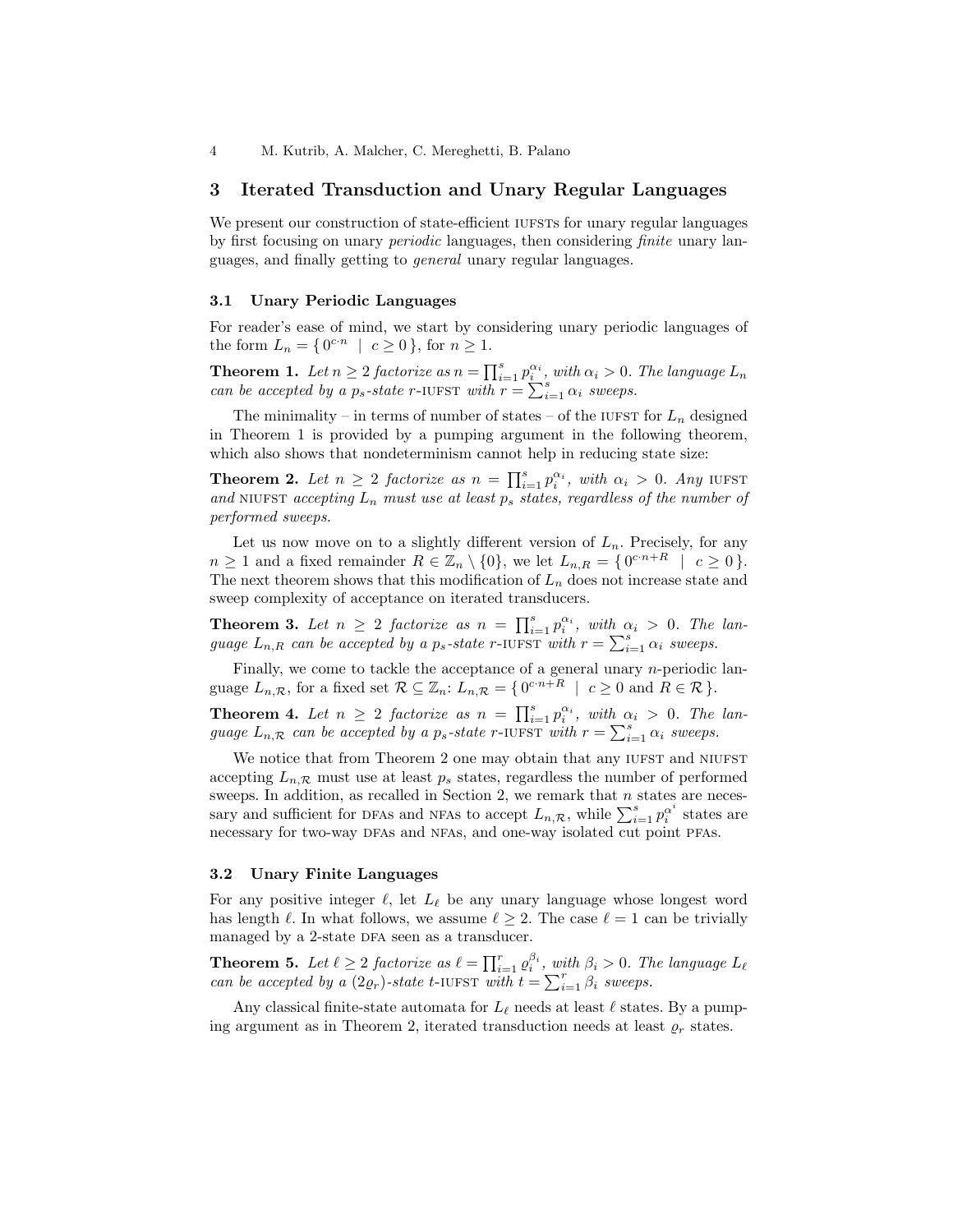## 3 Iterated Transduction and Unary Regular Languages

We present our construction of state-efficient IUFSTs for unary regular languages by first focusing on unary *periodic* languages, then considering *finite* unary languages, and finally getting to *general* unary regular languages.

### 3.1 Unary Periodic Languages

For reader's ease of mind, we start by considering unary periodic languages of the form $L_n = \{ 0^{c \cdot n} \mid c \geq 0 \}$, for $n \geq 1$.

**Theorem 1.** *Let $n \geq 2$ factorize as $n = \prod_{i=1}^{s} p_i^{\alpha_i}$, with $\alpha_i > 0$. The language $L_n$ can be accepted by a $p_s$-state $r$-IUFST with $r = \sum_{i=1}^{s} \alpha_i$ sweeps.*

The minimality – in terms of number of states – of the IUFST for $L_n$ designed in Theorem 1 is provided by a pumping argument in the following theorem, which also shows that nondeterminism cannot help in reducing state size:

**Theorem 2.** *Let $n \geq 2$ factorize as $n = \prod_{i=1}^{s} p_i^{\alpha_i}$, with $\alpha_i > 0$. Any IUFST and NIUFST accepting $L_n$ must use at least $p_s$ states, regardless of the number of performed sweeps.*

Let us now move on to a slightly different version of $L_n$. Precisely, for any $n \geq 1$ and a fixed remainder $R \in \mathbb{Z}_n \setminus \{0\}$, we let $L_{n,R} = \{ 0^{c \cdot n + R} \mid c \geq 0 \}$. The next theorem shows that this modification of $L_n$ does not increase state and sweep complexity of acceptance on iterated transducers.

**Theorem 3.** *Let $n \geq 2$ factorize as $n = \prod_{i=1}^{s} p_i^{\alpha_i}$, with $\alpha_i > 0$. The language $L_{n,R}$ can be accepted by a $p_s$-state $r$-IUFST with $r = \sum_{i=1}^{s} \alpha_i$ sweeps.*

Finally, we come to tackle the acceptance of a general unary $n$-periodic language $L_{n,\mathcal{R}}$, for a fixed set $\mathcal{R} \subseteq \mathbb{Z}_n$: $L_{n,\mathcal{R}} = \{ 0^{c \cdot n + R} \mid c \geq 0 \text{ and } R \in \mathcal{R} \}$.

**Theorem 4.** *Let $n \geq 2$ factorize as $n = \prod_{i=1}^{s} p_i^{\alpha_i}$, with $\alpha_i > 0$. The language $L_{n,\mathcal{R}}$ can be accepted by a $p_s$-state $r$-IUFST with $r = \sum_{i=1}^{s} \alpha_i$ sweeps.*

We notice that from Theorem 2 one may obtain that any IUFST and NIUFST accepting $L_{n,\mathcal{R}}$ must use at least $p_s$ states, regardless the number of performed sweeps. In addition, as recalled in Section 2, we remark that $n$ states are necessary and sufficient for DFAs and NFAs to accept $L_{n,\mathcal{R}}$, while $\sum_{i=1}^{s} p_i^{\alpha^i}$ states are necessary for two-way DFAs and NFAs, and one-way isolated cut point PFAs.

### 3.2 Unary Finite Languages

For any positive integer $\ell$, let $L_\ell$ be any unary language whose longest word has length $\ell$. In what follows, we assume $\ell \geq 2$. The case $\ell = 1$ can be trivially managed by a 2-state DFA seen as a transducer.

**Theorem 5.** *Let $\ell \geq 2$ factorize as $\ell = \prod_{i=1}^{r} \varrho_i^{\beta_i}$, with $\beta_i > 0$. The language $L_\ell$ can be accepted by a $(2\varrho_r)$-state $t$-IUFST with $t = \sum_{i=1}^{r} \beta_i$ sweeps.*

Any classical finite-state automata for $L_\ell$ needs at least $\ell$ states. By a pumping argument as in Theorem 2, iterated transduction needs at least $\varrho_r$ states.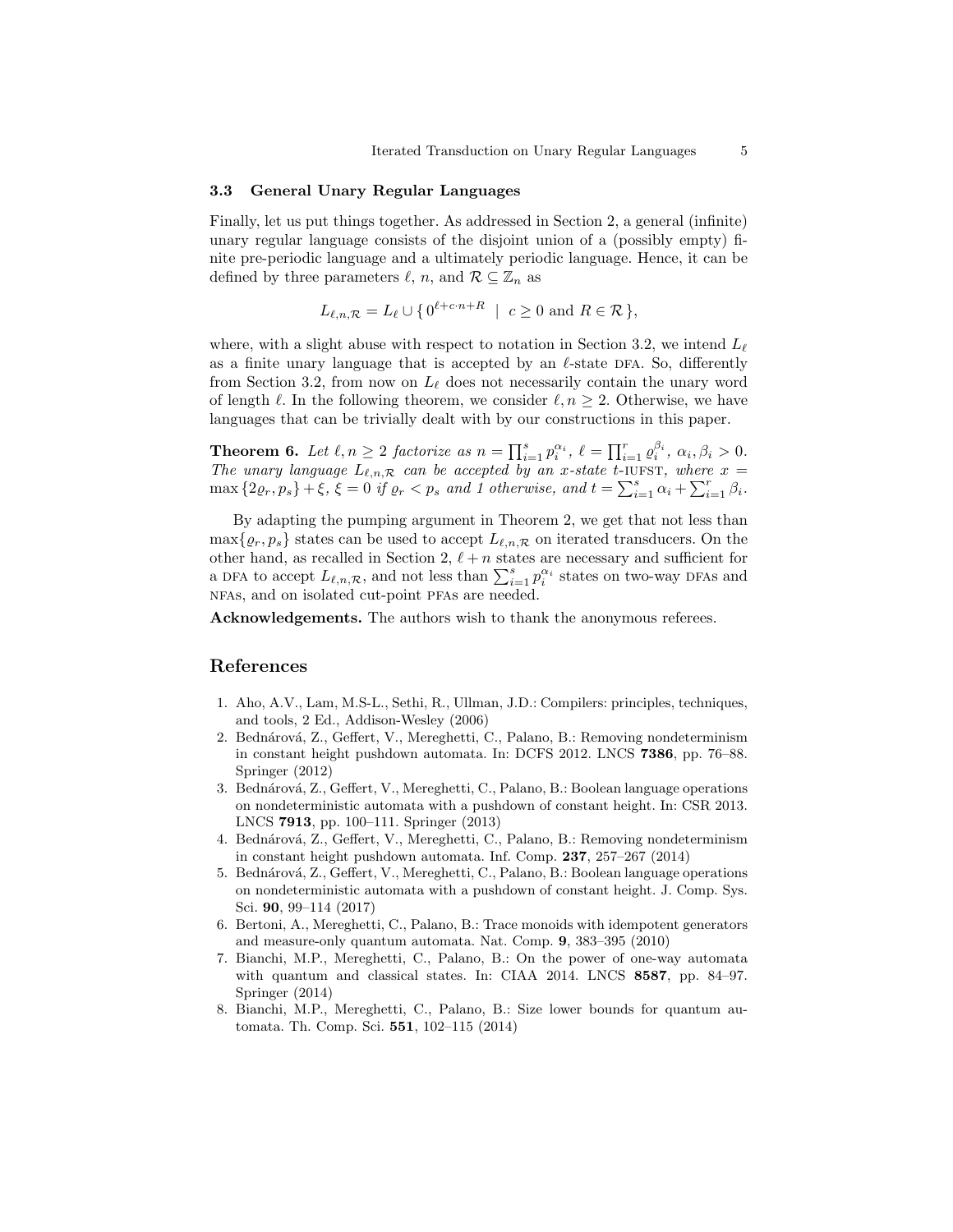### 3.3 General Unary Regular Languages

Finally, let us put things together. As addressed in Section 2, a general (infinite) unary regular language consists of the disjoint union of a (possibly empty) finite pre-periodic language and a ultimately periodic language. Hence, it can be defined by three parameters $\ell$, $n$, and $\mathcal{R} \subseteq \mathbb{Z}_n$ as

$$L_{\ell,n,\mathcal{R}} = L_\ell \cup \{\, 0^{\ell + c \cdot n + R} \;\mid\; c \geq 0 \text{ and } R \in \mathcal{R} \,\},$$

where, with a slight abuse with respect to notation in Section 3.2, we intend $L_\ell$ as a finite unary language that is accepted by an $\ell$-state DFA. So, differently from Section 3.2, from now on $L_\ell$ does not necessarily contain the unary word of length $\ell$. In the following theorem, we consider $\ell, n \geq 2$. Otherwise, we have languages that can be trivially dealt with by our constructions in this paper.

**Theorem 6.** *Let $\ell, n \geq 2$ factorize as $n = \prod_{i=1}^{s} p_i^{\alpha_i}$, $\ell = \prod_{i=1}^{r} \varrho_i^{\beta_i}$, $\alpha_i, \beta_i > 0$. The unary language $L_{\ell,n,\mathcal{R}}$ can be accepted by an $x$-state $t$-IUFST, where $x = \max\{2\varrho_r, p_s\} + \xi$, $\xi = 0$ if $\varrho_r < p_s$ and 1 otherwise, and $t = \sum_{i=1}^{s} \alpha_i + \sum_{i=1}^{r} \beta_i$.*

By adapting the pumping argument in Theorem 2, we get that not less than $\max\{\varrho_r, p_s\}$ states can be used to accept $L_{\ell,n,\mathcal{R}}$ on iterated transducers. On the other hand, as recalled in Section 2, $\ell + n$ states are necessary and sufficient for a DFA to accept $L_{\ell,n,\mathcal{R}}$, and not less than $\sum_{i=1}^{s} p_i^{\alpha_i}$ states on two-way DFAs and NFAs, and on isolated cut-point PFAs are needed.

**Acknowledgements.** The authors wish to thank the anonymous referees.

## References

1. Aho, A.V., Lam, M.S-L., Sethi, R., Ullman, J.D.: Compilers: principles, techniques, and tools, 2 Ed., Addison-Wesley (2006)
2. Bednárová, Z., Geffert, V., Mereghetti, C., Palano, B.: Removing nondeterminism in constant height pushdown automata. In: DCFS 2012. LNCS **7386**, pp. 76–88. Springer (2012)
3. Bednárová, Z., Geffert, V., Mereghetti, C., Palano, B.: Boolean language operations on nondeterministic automata with a pushdown of constant height. In: CSR 2013. LNCS **7913**, pp. 100–111. Springer (2013)
4. Bednárová, Z., Geffert, V., Mereghetti, C., Palano, B.: Removing nondeterminism in constant height pushdown automata. Inf. Comp. **237**, 257–267 (2014)
5. Bednárová, Z., Geffert, V., Mereghetti, C., Palano, B.: Boolean language operations on nondeterministic automata with a pushdown of constant height. J. Comp. Sys. Sci. **90**, 99–114 (2017)
6. Bertoni, A., Mereghetti, C., Palano, B.: Trace monoids with idempotent generators and measure-only quantum automata. Nat. Comp. **9**, 383–395 (2010)
7. Bianchi, M.P., Mereghetti, C., Palano, B.: On the power of one-way automata with quantum and classical states. In: CIAA 2014. LNCS **8587**, pp. 84–97. Springer (2014)
8. Bianchi, M.P., Mereghetti, C., Palano, B.: Size lower bounds for quantum automata. Th. Comp. Sci. **551**, 102–115 (2014)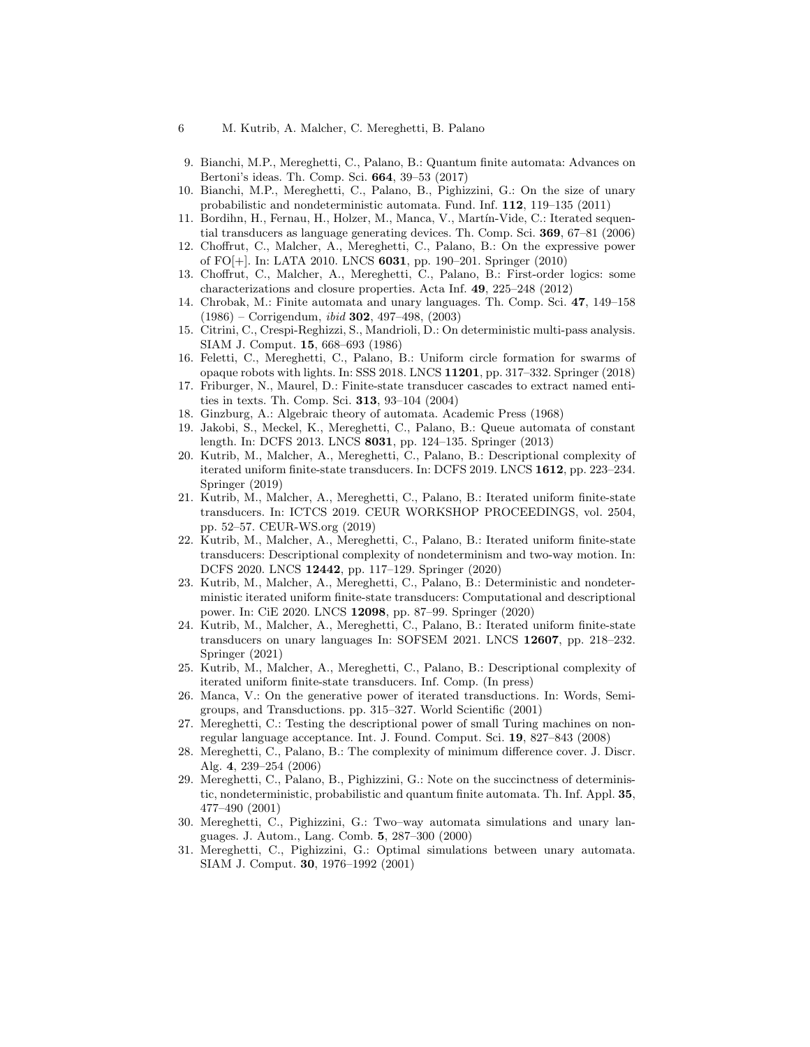9. Bianchi, M.P., Mereghetti, C., Palano, B.: Quantum finite automata: Advances on Bertoni's ideas. Th. Comp. Sci. **664**, 39–53 (2017)
10. Bianchi, M.P., Mereghetti, C., Palano, B., Pighizzini, G.: On the size of unary probabilistic and nondeterministic automata. Fund. Inf. **112**, 119–135 (2011)
11. Bordihn, H., Fernau, H., Holzer, M., Manca, V., Martín-Vide, C.: Iterated sequential transducers as language generating devices. Th. Comp. Sci. **369**, 67–81 (2006)
12. Choffrut, C., Malcher, A., Mereghetti, C., Palano, B.: On the expressive power of FO[+]. In: LATA 2010. LNCS **6031**, pp. 190–201. Springer (2010)
13. Choffrut, C., Malcher, A., Mereghetti, C., Palano, B.: First-order logics: some characterizations and closure properties. Acta Inf. **49**, 225–248 (2012)
14. Chrobak, M.: Finite automata and unary languages. Th. Comp. Sci. **47**, 149–158 (1986) – Corrigendum, *ibid* **302**, 497–498, (2003)
15. Citrini, C., Crespi-Reghizzi, S., Mandrioli, D.: On deterministic multi-pass analysis. SIAM J. Comput. **15**, 668–693 (1986)
16. Feletti, C., Mereghetti, C., Palano, B.: Uniform circle formation for swarms of opaque robots with lights. In: SSS 2018. LNCS **11201**, pp. 317–332. Springer (2018)
17. Friburger, N., Maurel, D.: Finite-state transducer cascades to extract named entities in texts. Th. Comp. Sci. **313**, 93–104 (2004)
18. Ginzburg, A.: Algebraic theory of automata. Academic Press (1968)
19. Jakobi, S., Meckel, K., Mereghetti, C., Palano, B.: Queue automata of constant length. In: DCFS 2013. LNCS **8031**, pp. 124–135. Springer (2013)
20. Kutrib, M., Malcher, A., Mereghetti, C., Palano, B.: Descriptional complexity of iterated uniform finite-state transducers. In: DCFS 2019. LNCS **1612**, pp. 223–234. Springer (2019)
21. Kutrib, M., Malcher, A., Mereghetti, C., Palano, B.: Iterated uniform finite-state transducers. In: ICTCS 2019. CEUR WORKSHOP PROCEEDINGS, vol. 2504, pp. 52–57. CEUR-WS.org (2019)
22. Kutrib, M., Malcher, A., Mereghetti, C., Palano, B.: Iterated uniform finite-state transducers: Descriptional complexity of nondeterminism and two-way motion. In: DCFS 2020. LNCS **12442**, pp. 117–129. Springer (2020)
23. Kutrib, M., Malcher, A., Mereghetti, C., Palano, B.: Deterministic and nondeterministic iterated uniform finite-state transducers: Computational and descriptional power. In: CiE 2020. LNCS **12098**, pp. 87–99. Springer (2020)
24. Kutrib, M., Malcher, A., Mereghetti, C., Palano, B.: Iterated uniform finite-state transducers on unary languages In: SOFSEM 2021. LNCS **12607**, pp. 218–232. Springer (2021)
25. Kutrib, M., Malcher, A., Mereghetti, C., Palano, B.: Descriptional complexity of iterated uniform finite-state transducers. Inf. Comp. (In press)
26. Manca, V.: On the generative power of iterated transductions. In: Words, Semigroups, and Transductions. pp. 315–327. World Scientific (2001)
27. Mereghetti, C.: Testing the descriptional power of small Turing machines on nonregular language acceptance. Int. J. Found. Comput. Sci. **19**, 827–843 (2008)
28. Mereghetti, C., Palano, B.: The complexity of minimum difference cover. J. Discr. Alg. **4**, 239–254 (2006)
29. Mereghetti, C., Palano, B., Pighizzini, G.: Note on the succinctness of deterministic, nondeterministic, probabilistic and quantum finite automata. Th. Inf. Appl. **35**, 477–490 (2001)
30. Mereghetti, C., Pighizzini, G.: Two–way automata simulations and unary languages. J. Autom., Lang. Comb. **5**, 287–300 (2000)
31. Mereghetti, C., Pighizzini, G.: Optimal simulations between unary automata. SIAM J. Comput. **30**, 1976–1992 (2001)